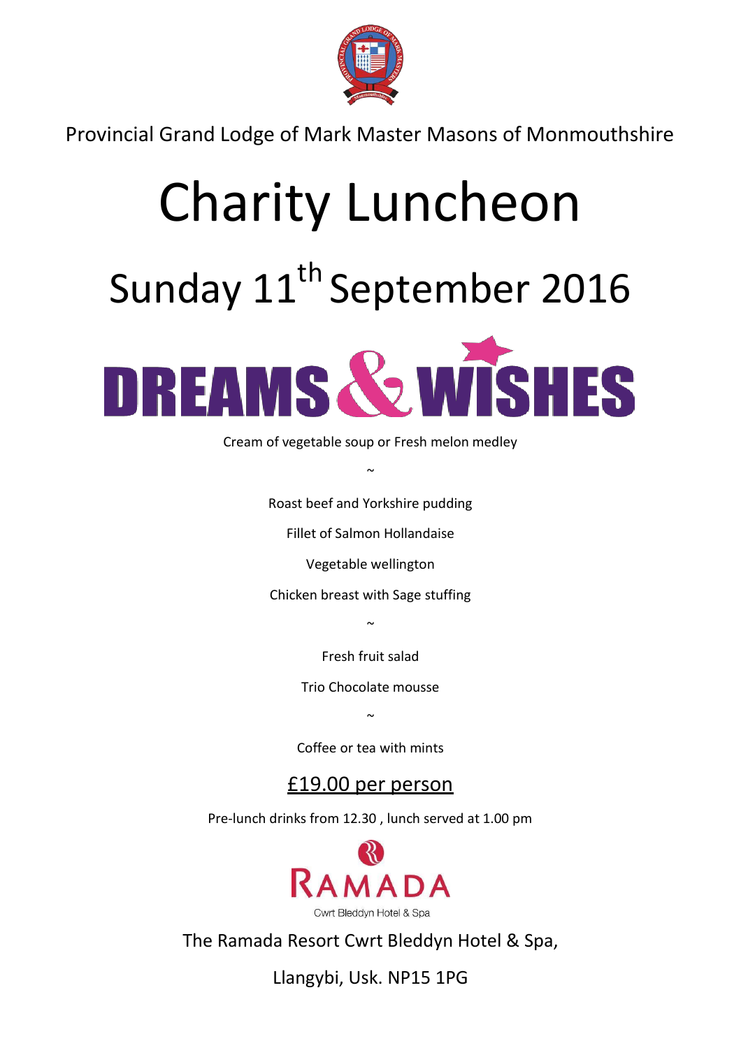Provincial Grand Lodge of Mark Master Masons of Monmouthshire

# Charity Luncheon

## Sunday 11th September 2016

**DREAMS & WISHES**

Cream of vegetable soup or Fresh melon medley

~

Roast beef and Yorkshire pudding

Fillet of Salmon Hollandaise

Vegetable wellington

Chicken breast with Sage stuffing

~

Fresh fruit salad

Trio Chocolate mousse

~

Coffee or tea with mints

£19.00 per person

Pre-lunch drinks from 12.30 , lunch served at 1.00 pm

RAMADA

Cwrt Bleddyn Hotel & Spa

The Ramada Resort Cwrt Bleddyn Hotel & Spa,

Llangybi, Usk. NP15 1PG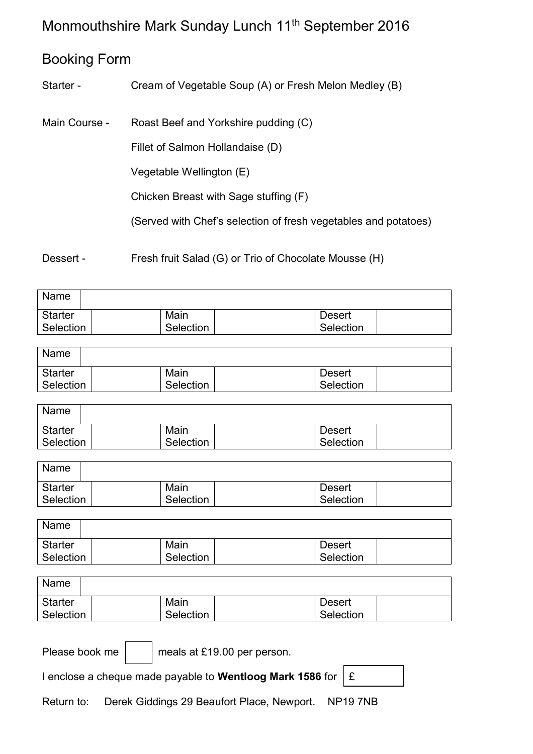# Monmouthshire Mark Sunday Lunch 11th September 2016

## Booking Form

Starter - Cream of Vegetable Soup (A) or Fresh Melon Medley (B)

Main Course - Roast Beef and Yorkshire pudding (C)

Fillet of Salmon Hollandaise (D)

Vegetable Wellington (E)

Chicken Breast with Sage stuffing (F)

(Served with Chef's selection of fresh vegetables and potatoes)

Dessert - Fresh fruit Salad (G) or Trio of Chocolate Mousse (H)

| Name | | | | | |
|---|---|---|---|---|---|
| Starter Selection | | Main Selection | | Desert Selection | |

| Name | | | | | |
|---|---|---|---|---|---|
| Starter Selection | | Main Selection | | Desert Selection | |

| Name | | | | | |
|---|---|---|---|---|---|
| Starter Selection | | Main Selection | | Desert Selection | |

| Name | | | | | |
|---|---|---|---|---|---|
| Starter Selection | | Main Selection | | Desert Selection | |

| Name | | | | | |
|---|---|---|---|---|---|
| Starter Selection | | Main Selection | | Desert Selection | |

| Name | | | | | |
|---|---|---|---|---|---|
| Starter Selection | | Main Selection | | Desert Selection | |

Please book me [ ] meals at £19.00 per person.

I enclose a cheque made payable to **Wentloog Mark 1586** for £

Return to: Derek Giddings 29 Beaufort Place, Newport. NP19 7NB